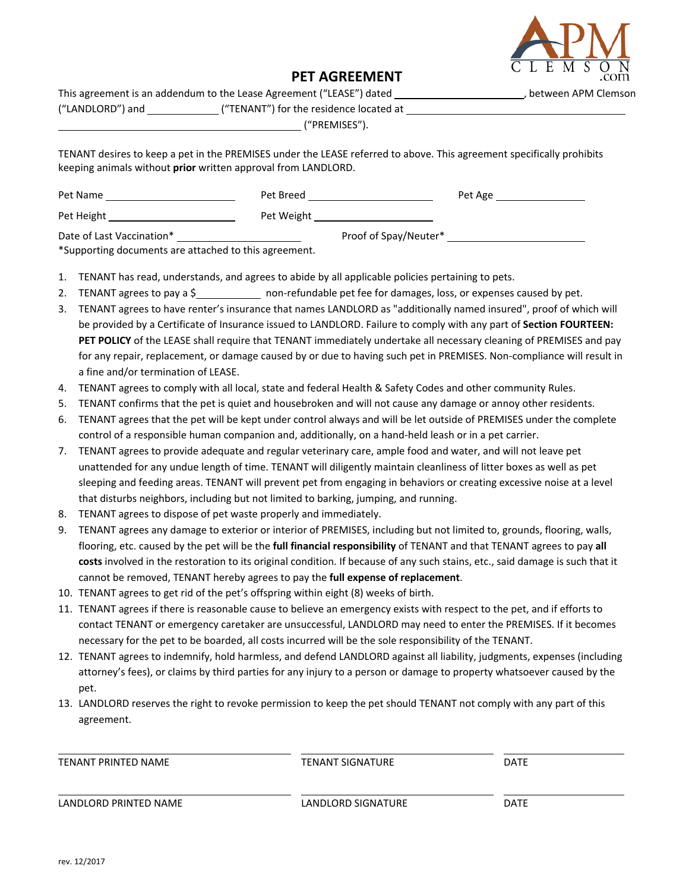# PET AGREEMENT

This agreement is an addendum to the Lease Agreement ("LEASE") dated ______________________, between APM Clemson ("LANDLORD") and _____________ ("TENANT") for the residence located at ________________________________________ ________________________________________ ("PREMISES").

TENANT desires to keep a pet in the PREMISES under the LEASE referred to above. This agreement specifically prohibits keeping animals without **prior** written approval from LANDLORD.

Pet Name ______________________ Pet Breed ______________________ Pet Age ________________

Pet Height ______________________ Pet Weight ______________________

Date of Last Vaccination* ______________________ Proof of Spay/Neuter* ______________________

*Supporting documents are attached to this agreement.

1. TENANT has read, understands, and agrees to abide by all applicable policies pertaining to pets.
2. TENANT agrees to pay a $___________ non-refundable pet fee for damages, loss, or expenses caused by pet.
3. TENANT agrees to have renter's insurance that names LANDLORD as "additionally named insured", proof of which will be provided by a Certificate of Insurance issued to LANDLORD. Failure to comply with any part of **Section FOURTEEN: PET POLICY** of the LEASE shall require that TENANT immediately undertake all necessary cleaning of PREMISES and pay for any repair, replacement, or damage caused by or due to having such pet in PREMISES. Non-compliance will result in a fine and/or termination of LEASE.
4. TENANT agrees to comply with all local, state and federal Health & Safety Codes and other community Rules.
5. TENANT confirms that the pet is quiet and housebroken and will not cause any damage or annoy other residents.
6. TENANT agrees that the pet will be kept under control always and will be let outside of PREMISES under the complete control of a responsible human companion and, additionally, on a hand-held leash or in a pet carrier.
7. TENANT agrees to provide adequate and regular veterinary care, ample food and water, and will not leave pet unattended for any undue length of time. TENANT will diligently maintain cleanliness of litter boxes as well as pet sleeping and feeding areas. TENANT will prevent pet from engaging in behaviors or creating excessive noise at a level that disturbs neighbors, including but not limited to barking, jumping, and running.
8. TENANT agrees to dispose of pet waste properly and immediately.
9. TENANT agrees any damage to exterior or interior of PREMISES, including but not limited to, grounds, flooring, walls, flooring, etc. caused by the pet will be the **full financial responsibility** of TENANT and that TENANT agrees to pay **all costs** involved in the restoration to its original condition. If because of any such stains, etc., said damage is such that it cannot be removed, TENANT hereby agrees to pay the **full expense of replacement**.
10. TENANT agrees to get rid of the pet's offspring within eight (8) weeks of birth.
11. TENANT agrees if there is reasonable cause to believe an emergency exists with respect to the pet, and if efforts to contact TENANT or emergency caretaker are unsuccessful, LANDLORD may need to enter the PREMISES. If it becomes necessary for the pet to be boarded, all costs incurred will be the sole responsibility of the TENANT.
12. TENANT agrees to indemnify, hold harmless, and defend LANDLORD against all liability, judgments, expenses (including attorney's fees), or claims by third parties for any injury to a person or damage to property whatsoever caused by the pet.
13. LANDLORD reserves the right to revoke permission to keep the pet should TENANT not comply with any part of this agreement.

| TENANT PRINTED NAME | TENANT SIGNATURE | DATE |
|---|---|---|
| | | |

| LANDLORD PRINTED NAME | LANDLORD SIGNATURE | DATE |
|---|---|---|
| | | |

rev. 12/2017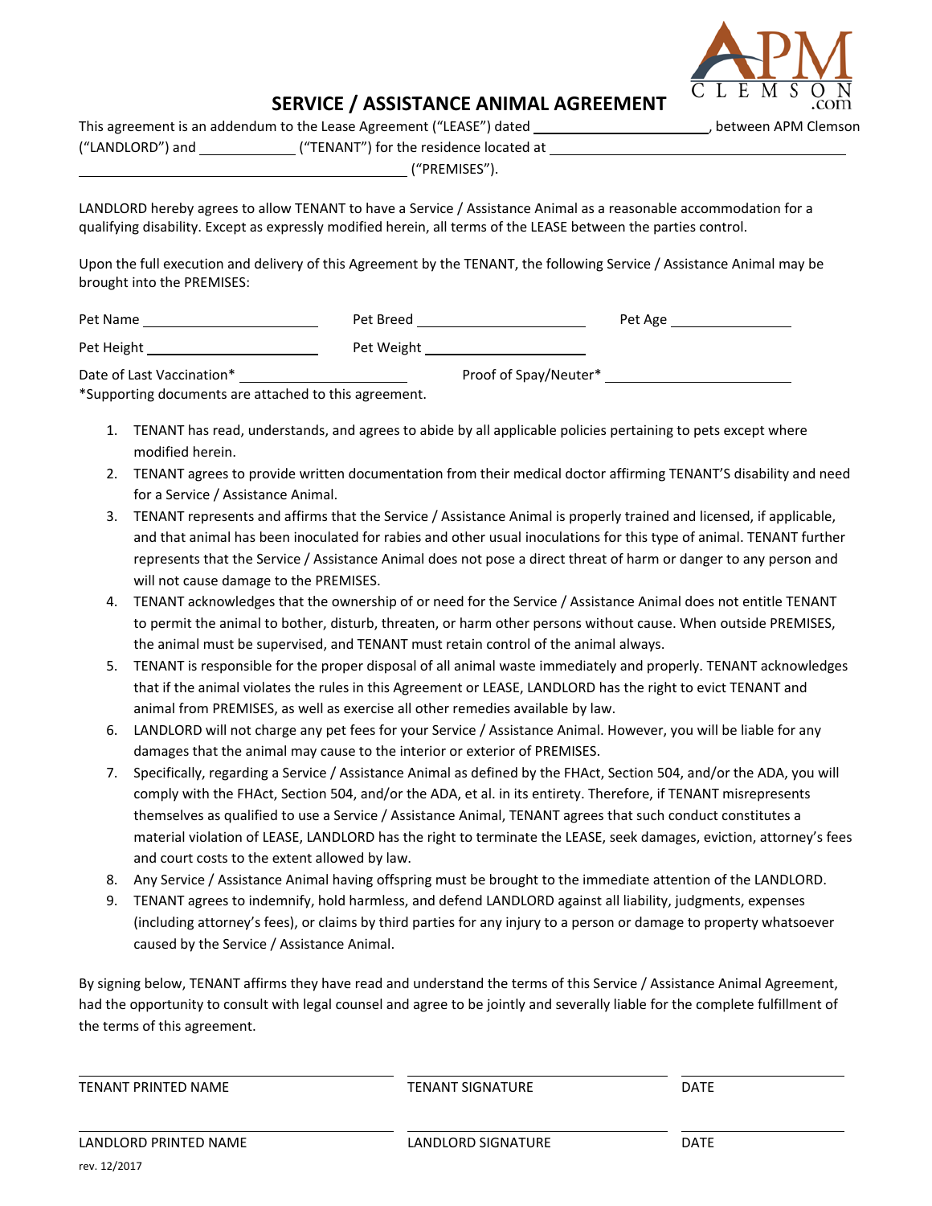# SERVICE / ASSISTANCE ANIMAL AGREEMENT

APM CLEMSON .com

This agreement is an addendum to the Lease Agreement ("LEASE") dated \_\_\_\_\_\_\_\_\_\_\_\_\_\_\_\_\_\_\_\_, between APM Clemson ("LANDLORD") and \_\_\_\_\_\_\_\_\_\_\_\_ ("TENANT") for the residence located at \_\_\_\_\_\_\_\_\_\_\_\_\_\_\_\_\_\_\_\_\_\_\_\_\_\_\_\_\_\_\_\_\_\_\_\_\_\_\_\_\_\_\_\_\_\_\_\_\_\_\_\_\_\_\_\_\_\_\_\_\_\_\_\_\_\_\_\_\_\_\_\_\_\_\_\_ ("PREMISES").

LANDLORD hereby agrees to allow TENANT to have a Service / Assistance Animal as a reasonable accommodation for a qualifying disability. Except as expressly modified herein, all terms of the LEASE between the parties control.

Upon the full execution and delivery of this Agreement by the TENANT, the following Service / Assistance Animal may be brought into the PREMISES:

Pet Name \_\_\_\_\_\_\_\_\_\_\_\_\_\_\_\_\_\_\_\_ Pet Breed \_\_\_\_\_\_\_\_\_\_\_\_\_\_\_\_\_\_\_\_ Pet Age \_\_\_\_\_\_\_\_\_\_\_\_\_\_\_

Pet Height \_\_\_\_\_\_\_\_\_\_\_\_\_\_\_\_\_\_\_\_ Pet Weight \_\_\_\_\_\_\_\_\_\_\_\_\_\_\_\_\_\_\_\_

Date of Last Vaccination* \_\_\_\_\_\_\_\_\_\_\_\_\_\_\_\_\_\_\_\_ Proof of Spay/Neuter* \_\_\_\_\_\_\_\_\_\_\_\_\_\_\_\_\_\_\_\_

*Supporting documents are attached to this agreement.

1. TENANT has read, understands, and agrees to abide by all applicable policies pertaining to pets except where modified herein.
2. TENANT agrees to provide written documentation from their medical doctor affirming TENANT'S disability and need for a Service / Assistance Animal.
3. TENANT represents and affirms that the Service / Assistance Animal is properly trained and licensed, if applicable, and that animal has been inoculated for rabies and other usual inoculations for this type of animal. TENANT further represents that the Service / Assistance Animal does not pose a direct threat of harm or danger to any person and will not cause damage to the PREMISES.
4. TENANT acknowledges that the ownership of or need for the Service / Assistance Animal does not entitle TENANT to permit the animal to bother, disturb, threaten, or harm other persons without cause. When outside PREMISES, the animal must be supervised, and TENANT must retain control of the animal always.
5. TENANT is responsible for the proper disposal of all animal waste immediately and properly. TENANT acknowledges that if the animal violates the rules in this Agreement or LEASE, LANDLORD has the right to evict TENANT and animal from PREMISES, as well as exercise all other remedies available by law.
6. LANDLORD will not charge any pet fees for your Service / Assistance Animal. However, you will be liable for any damages that the animal may cause to the interior or exterior of PREMISES.
7. Specifically, regarding a Service / Assistance Animal as defined by the FHAct, Section 504, and/or the ADA, you will comply with the FHAct, Section 504, and/or the ADA, et al. in its entirety. Therefore, if TENANT misrepresents themselves as qualified to use a Service / Assistance Animal, TENANT agrees that such conduct constitutes a material violation of LEASE, LANDLORD has the right to terminate the LEASE, seek damages, eviction, attorney's fees and court costs to the extent allowed by law.
8. Any Service / Assistance Animal having offspring must be brought to the immediate attention of the LANDLORD.
9. TENANT agrees to indemnify, hold harmless, and defend LANDLORD against all liability, judgments, expenses (including attorney's fees), or claims by third parties for any injury to a person or damage to property whatsoever caused by the Service / Assistance Animal.

By signing below, TENANT affirms they have read and understand the terms of this Service / Assistance Animal Agreement, had the opportunity to consult with legal counsel and agree to be jointly and severally liable for the complete fulfillment of the terms of this agreement.

| | | |
|---|---|---|
| TENANT PRINTED NAME | TENANT SIGNATURE | DATE |
| LANDLORD PRINTED NAME | LANDLORD SIGNATURE | DATE |

rev. 12/2017